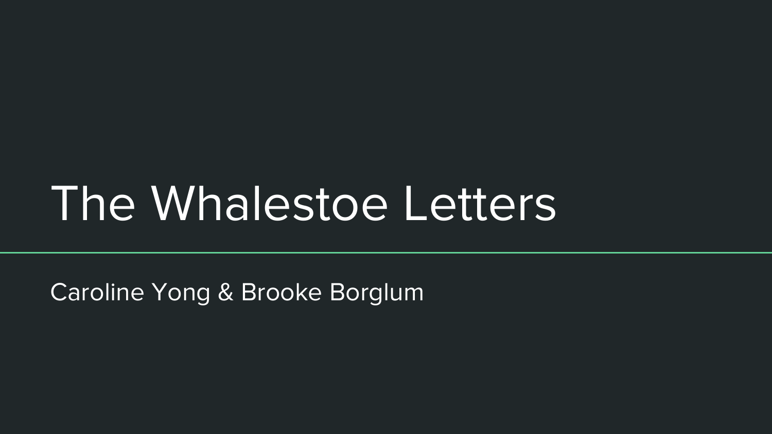# The Whalestoe Letters

Caroline Yong & Brooke Borglum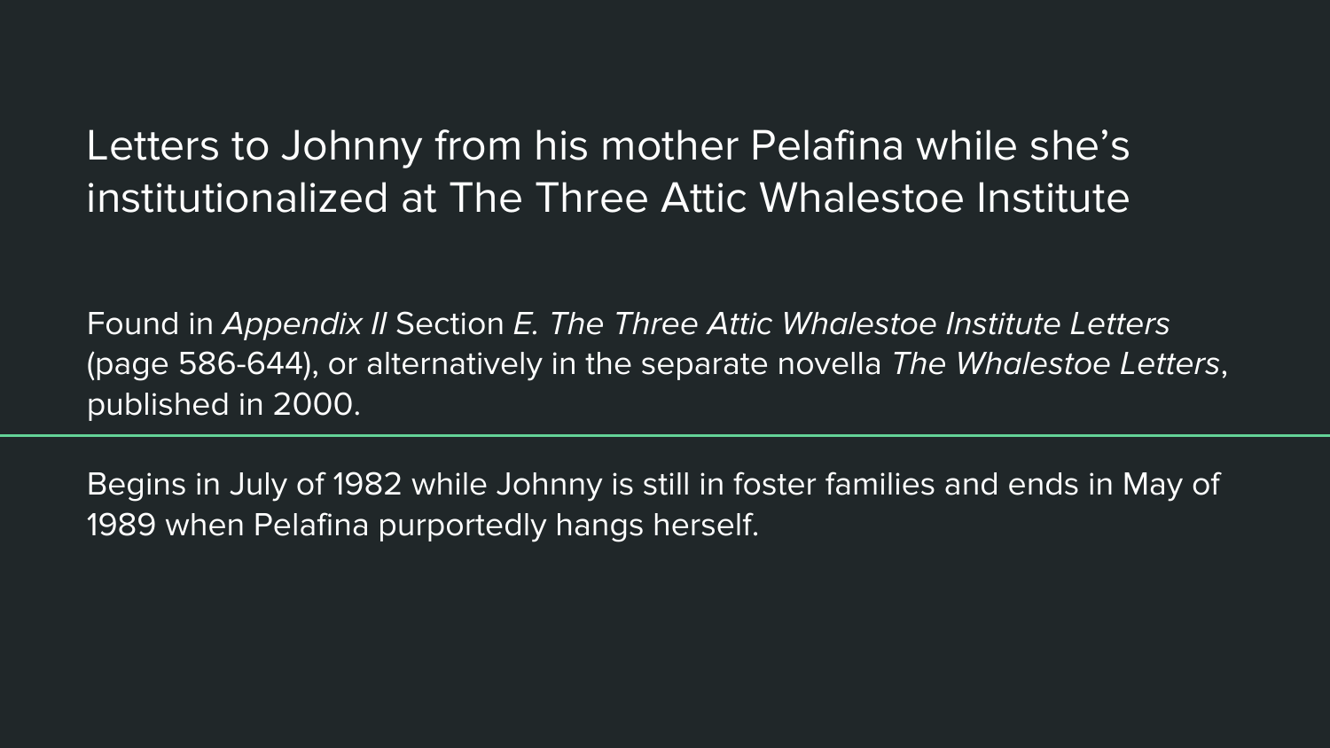# Letters to Johnny from his mother Pelafina while she's institutionalized at The Three Attic Whalestoe Institute

Found in *Appendix II* Section *E. The Three Attic Whalestoe Institute Letters* (page 586-644), or alternatively in the separate novella *The Whalestoe Letters*, published in 2000.

---

Begins in July of 1982 while Johnny is still in foster families and ends in May of 1989 when Pelafina purportedly hangs herself.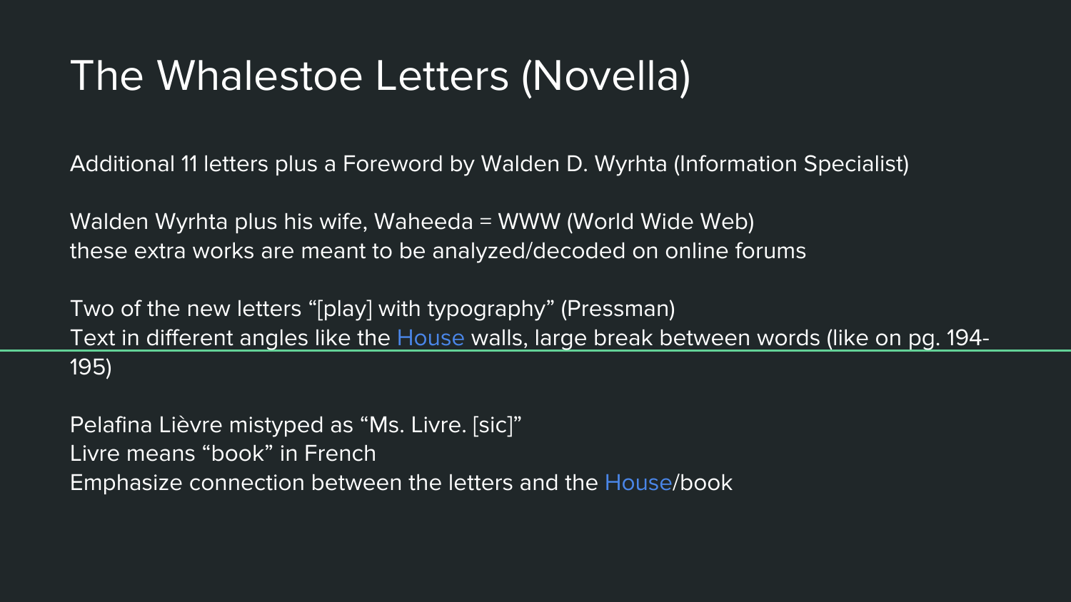# The Whalestoe Letters (Novella)

Additional 11 letters plus a Foreword by Walden D. Wyrhta (Information Specialist)

Walden Wyrhta plus his wife, Waheeda = WWW (World Wide Web)
these extra works are meant to be analyzed/decoded on online forums

Two of the new letters "[play] with typography" (Pressman)
Text in different angles like the House walls, large break between words (like on pg. 194-195)

Pelafina Lièvre mistyped as "Ms. Livre. [sic]"
Livre means "book" in French
Emphasize connection between the letters and the House/book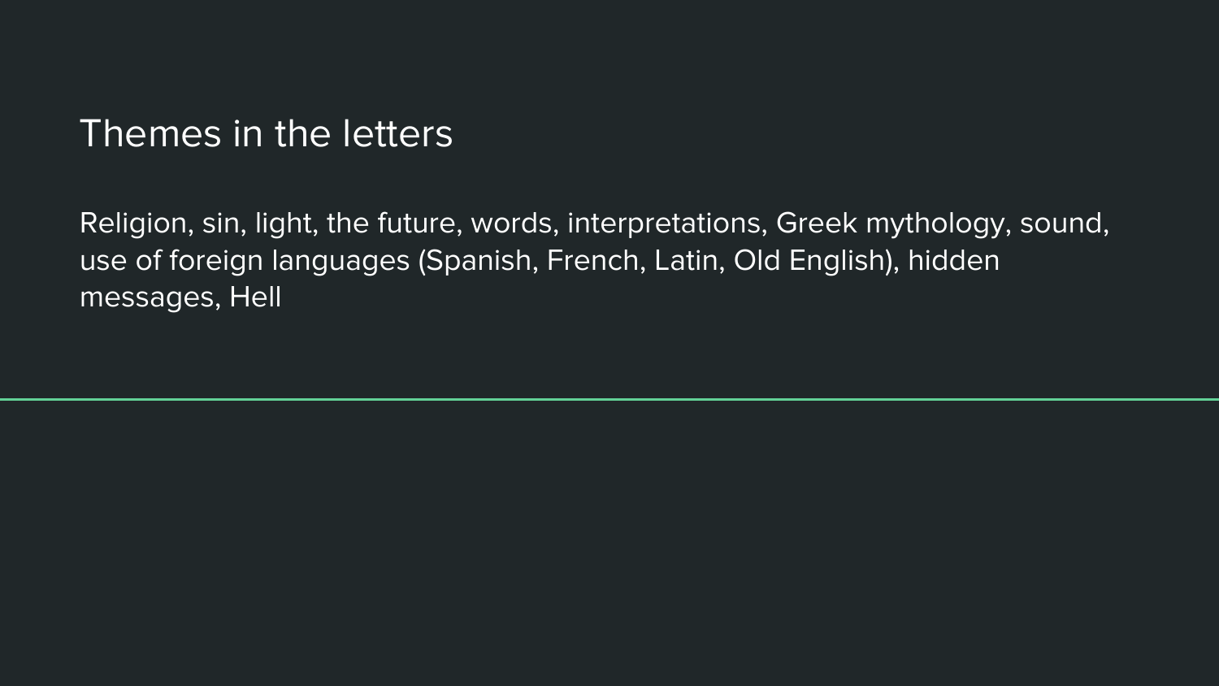# Themes in the letters

Religion, sin, light, the future, words, interpretations, Greek mythology, sound, use of foreign languages (Spanish, French, Latin, Old English), hidden messages, Hell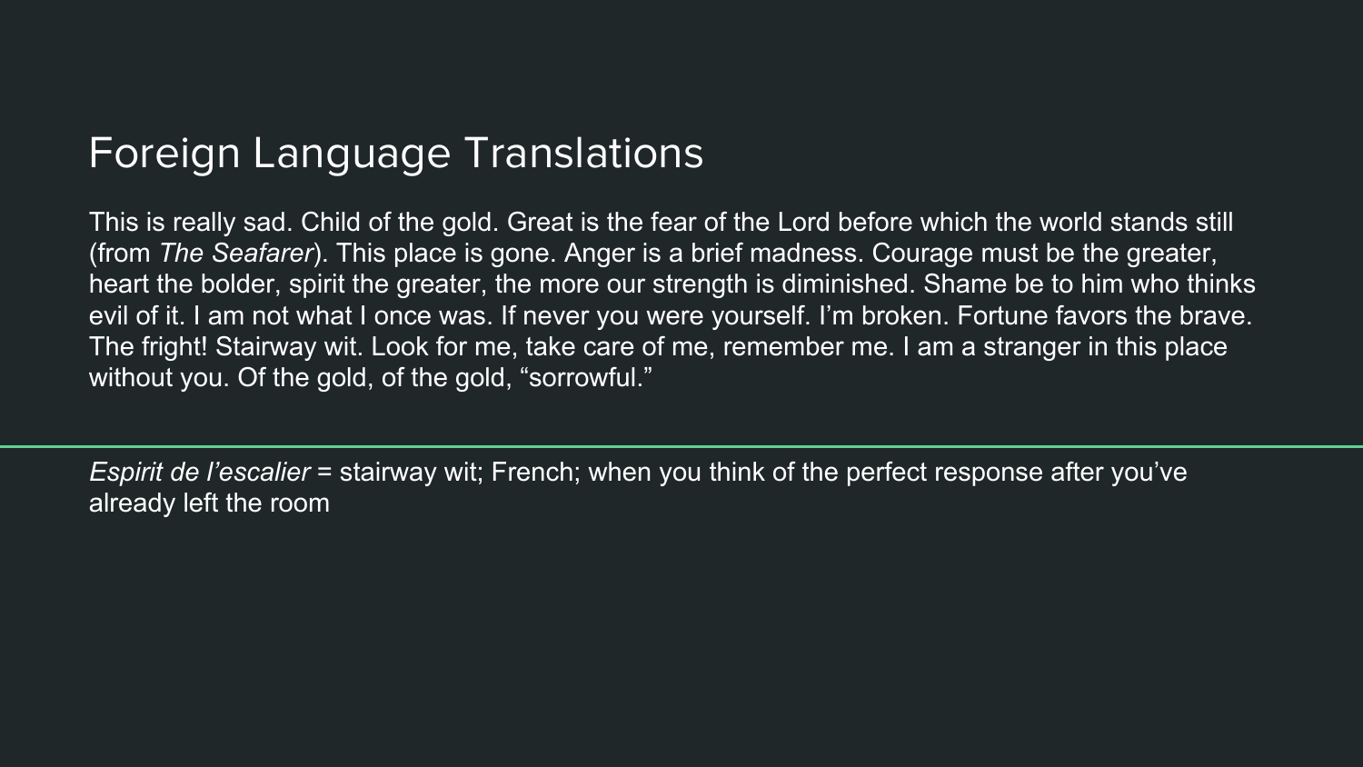# Foreign Language Translations

This is really sad. Child of the gold. Great is the fear of the Lord before which the world stands still (from *The Seafarer*). This place is gone. Anger is a brief madness. Courage must be the greater, heart the bolder, spirit the greater, the more our strength is diminished. Shame be to him who thinks evil of it. I am not what I once was. If never you were yourself. I'm broken. Fortune favors the brave. The fright! Stairway wit. Look for me, take care of me, remember me. I am a stranger in this place without you. Of the gold, of the gold, "sorrowful."

---

*Espirit de l'escalier* = stairway wit; French; when you think of the perfect response after you've already left the room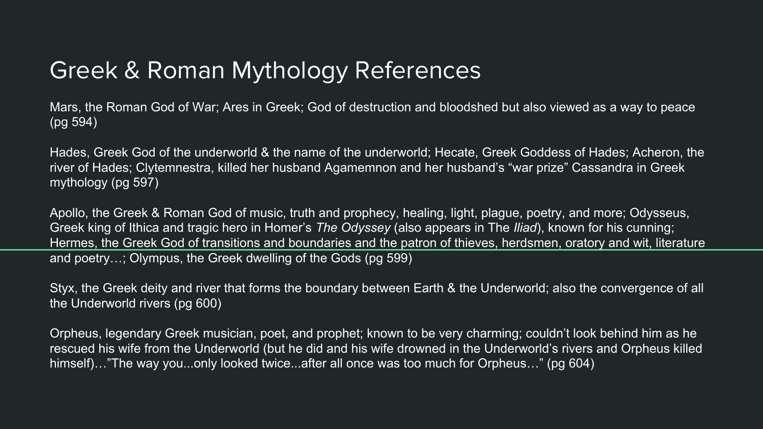# Greek & Roman Mythology References

Mars, the Roman God of War; Ares in Greek; God of destruction and bloodshed but also viewed as a way to peace (pg 594)

Hades, Greek God of the underworld & the name of the underworld; Hecate, Greek Goddess of Hades; Acheron, the river of Hades; Clytemnestra, killed her husband Agamemnon and her husband's "war prize" Cassandra in Greek mythology (pg 597)

Apollo, the Greek & Roman God of music, truth and prophecy, healing, light, plague, poetry, and more; Odysseus, Greek king of Ithica and tragic hero in Homer's *The Odyssey* (also appears in The *Iliad*), known for his cunning; Hermes, the Greek God of transitions and boundaries and the patron of thieves, herdsmen, oratory and wit, literature and poetry…; Olympus, the Greek dwelling of the Gods (pg 599)

Styx, the Greek deity and river that forms the boundary between Earth & the Underworld; also the convergence of all the Underworld rivers (pg 600)

Orpheus, legendary Greek musician, poet, and prophet; known to be very charming; couldn't look behind him as he rescued his wife from the Underworld (but he did and his wife drowned in the Underworld's rivers and Orpheus killed himself)…"The way you...only looked twice...after all once was too much for Orpheus…" (pg 604)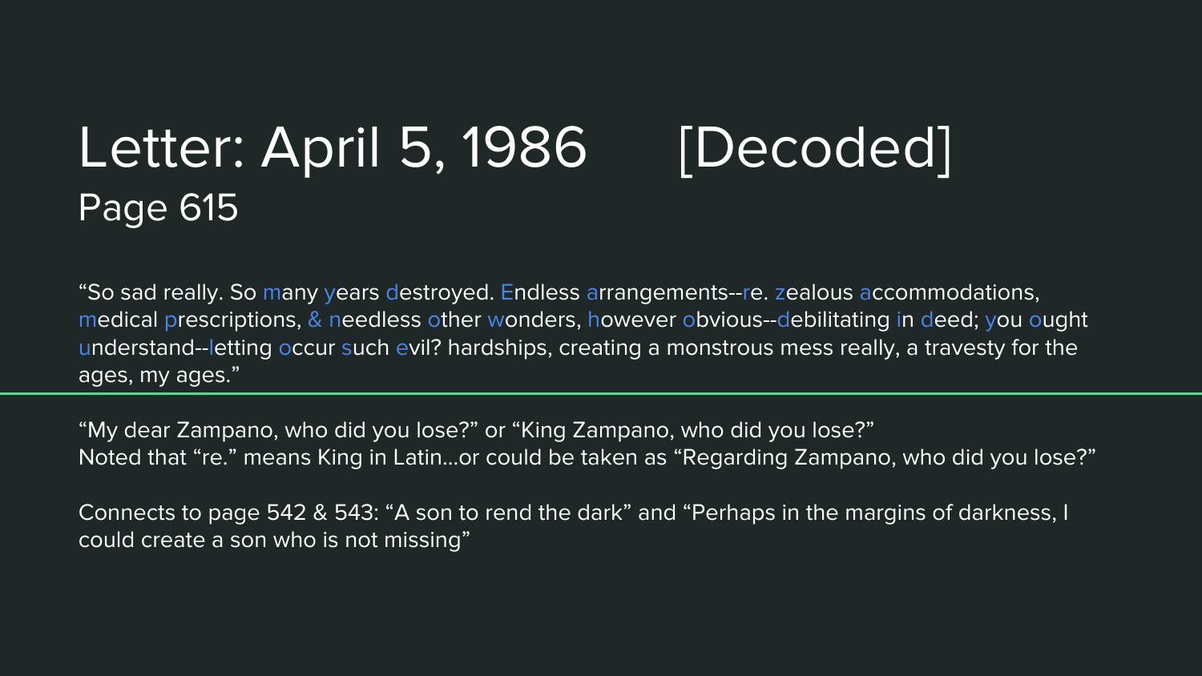# Letter: April 5, 1986 [Decoded]

## Page 615

"So sad really. So many years destroyed. Endless arrangements--re. zealous accommodations, medical prescriptions, & needless other wonders, however obvious--debilitating in deed; you ought understand--letting occur such evil? hardships, creating a monstrous mess really, a travesty for the ages, my ages."

---

"My dear Zampano, who did you lose?" or "King Zampano, who did you lose?"
Noted that "re." means King in Latin...or could be taken as "Regarding Zampano, who did you lose?"

Connects to page 542 & 543: "A son to rend the dark" and "Perhaps in the margins of darkness, I could create a son who is not missing"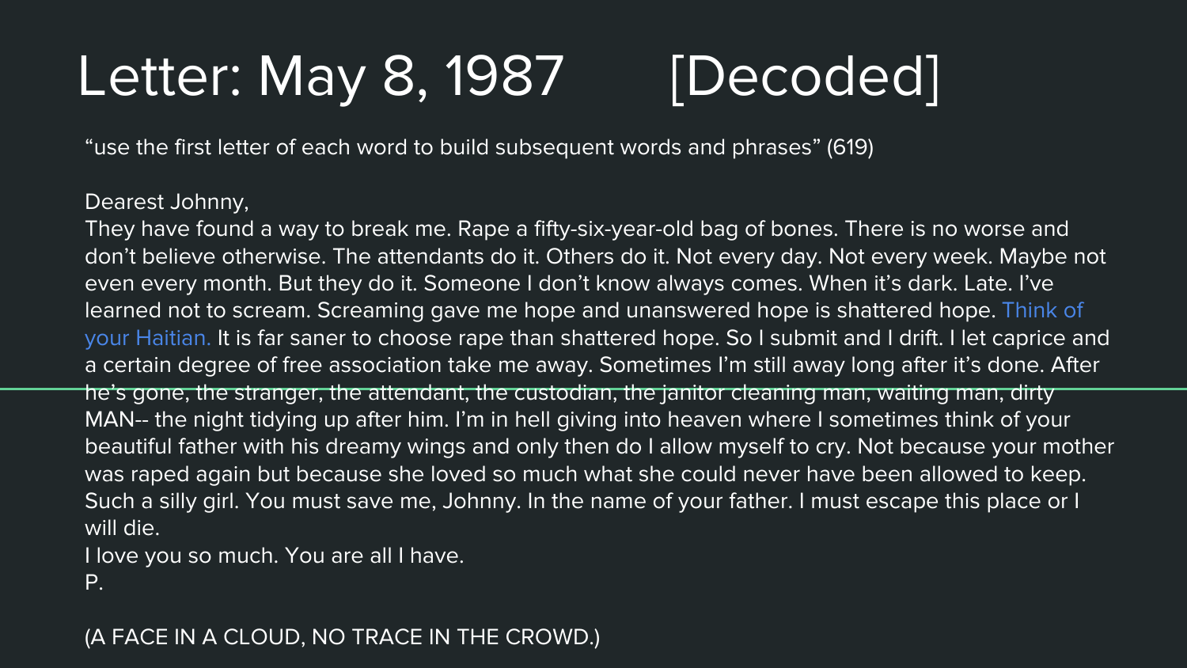# Letter: May 8, 1987 [Decoded]

"use the first letter of each word to build subsequent words and phrases" (619)

Dearest Johnny,

They have found a way to break me. Rape a fifty-six-year-old bag of bones. There is no worse and don't believe otherwise. The attendants do it. Others do it. Not every day. Not every week. Maybe not even every month. But they do it. Someone I don't know always comes. When it's dark. Late. I've learned not to scream. Screaming gave me hope and unanswered hope is shattered hope. Think of your Haitian. It is far saner to choose rape than shattered hope. So I submit and I drift. I let caprice and a certain degree of free association take me away. Sometimes I'm still away long after it's done. After he's gone, the stranger, the attendant, the custodian, the janitor cleaning man, waiting man, dirty MAN-- the night tidying up after him. I'm in hell giving into heaven where I sometimes think of your beautiful father with his dreamy wings and only then do I allow myself to cry. Not because your mother was raped again but because she loved so much what she could never have been allowed to keep. Such a silly girl. You must save me, Johnny. In the name of your father. I must escape this place or I will die.

I love you so much. You are all I have.

P.

(A FACE IN A CLOUD, NO TRACE IN THE CROWD.)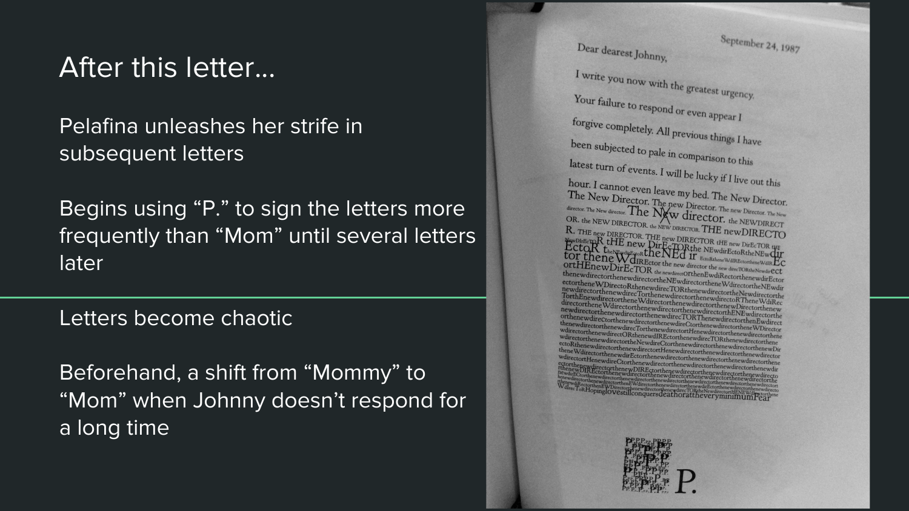# After this letter…

Pelafina unleashes her strife in subsequent letters

Begins using “P.” to sign the letters more frequently than “Mom” until several letters later

Letters become chaotic

Beforehand, a shift from “Mommy” to “Mom” when Johnny doesn’t respond for a long time

September 24, 1987

Dear dearest Johnny,

I write you now with the greatest urgency. Your failure to respond or even appear I forgive completely. All previous things I have been subjected to pale in comparison to this latest turn of events. I will be lucky if I live out this hour. I cannot even leave my bed. The New Director. The New Director. The new Director. The new director. The New director. The New director. The New director. The New Director. The New director. the NEW DIRECTOR. the NEW DIRECTOR. THE newDIRECTOR. THE new DIRECTOR. THE new DIRECTOR tHE new DirEcTOR tHE new DirEcTOR tHE new DirEcTORthe NEwdirEctoRtheNEwdirtor theneWdirEctor the new director the new direcTORtheNewdirEctortheNEWdirECtor thenewdirectorthenewdirectortheNEwdirectortheneWdirectortheNEwdirectortheneWDirectoRthenewdirecTORthenewdirectortheNewdirectorthenewdirectorthenewdirecTorthenewdirectorthenewdirectoRTheneWdiRecTorthEnewdirectortheneWdirectorthenewdirectorthenewDirectorthenewdirectortheneWdirectorthenewdirectorthenewdirectorthENEwdirectorthenewdirectorthenewdirectorthenewdirecTORThenewdirectorthenEwdirectorthenewdirectorthenewdirectorthenewdireCtorthenewdirectortheneWDirectorthenewdirectorthenewdirecTorthenewdirectortHenewdirectorthenewdirectorthenewdirectorthenewdirectORthenewdIREctorthenewdirecTORthenewdirectorthenewdirectorthenewdirectortheNewdireCtorthenewdirectorthenewdirectorthenewDirectorthenewdirectortHenewdirectorthenewdirectorthenewdirectorthenewdirectorthenewdirEctorthenewdirectorthenewdirectorthenewdirectortheneWdirectortHenewdireCtorthenewdirectorthenewdirectorthenewdirectorthenewDIREctorthenewdirectorthenewdirectorthenewdirectorthenewdirectorthenewdirectorthenewdirectorthenewdirectorthenewdirectorthenewdirectortHopinglovestillconquersdeathorattheveryminimumFear

P.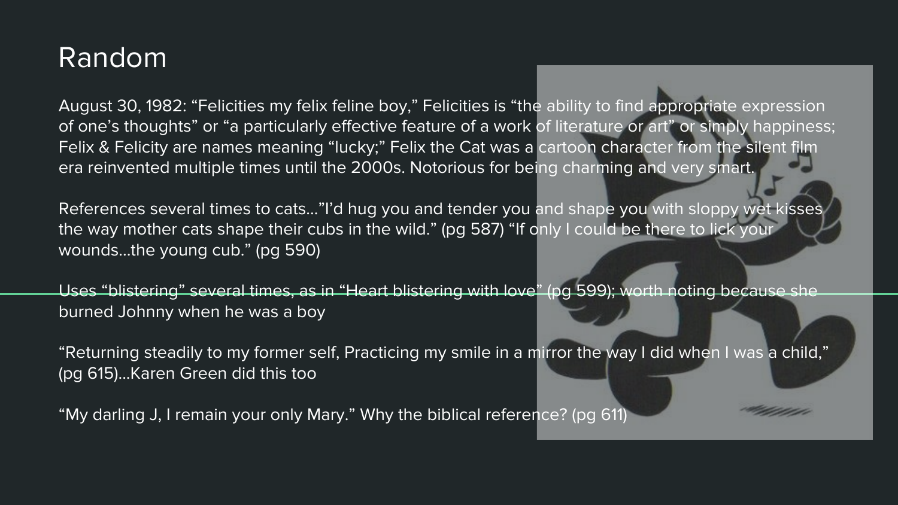# Random

August 30, 1982: "Felicities my felix feline boy," Felicities is "the ability to find appropriate expression of one's thoughts" or "a particularly effective feature of a work of literature or art" or simply happiness; Felix & Felicity are names meaning "lucky;" Felix the Cat was a cartoon character from the silent film era reinvented multiple times until the 2000s. Notorious for being charming and very smart.

References several times to cats…"I'd hug you and tender you and shape you with sloppy wet kisses the way mother cats shape their cubs in the wild." (pg 587) "If only I could be there to lick your wounds…the young cub." (pg 590)

Uses "blistering" several times, as in "Heart blistering with love" (pg 599); worth noting because she burned Johnny when he was a boy

"Returning steadily to my former self, Practicing my smile in a mirror the way I did when I was a child," (pg 615)…Karen Green did this too

"My darling J, I remain your only Mary." Why the biblical reference? (pg 611)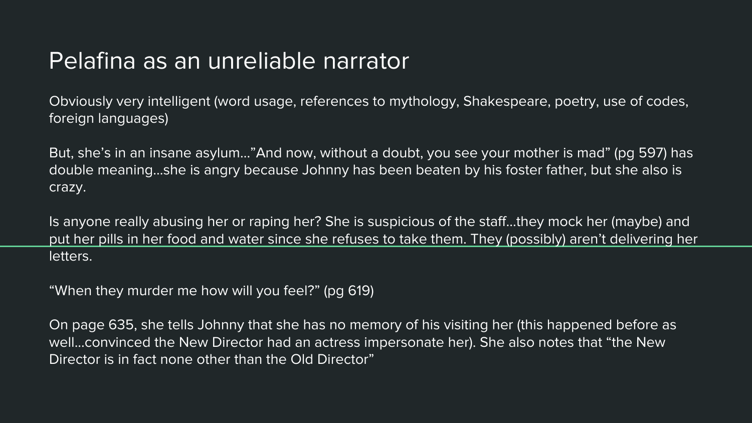# Pelafina as an unreliable narrator

Obviously very intelligent (word usage, references to mythology, Shakespeare, poetry, use of codes, foreign languages)

But, she's in an insane asylum…"And now, without a doubt, you see your mother is mad" (pg 597) has double meaning…she is angry because Johnny has been beaten by his foster father, but she also is crazy.

Is anyone really abusing her or raping her? She is suspicious of the staff…they mock her (maybe) and put her pills in her food and water since she refuses to take them. They (possibly) aren't delivering her letters.

"When they murder me how will you feel?" (pg 619)

On page 635, she tells Johnny that she has no memory of his visiting her (this happened before as well…convinced the New Director had an actress impersonate her). She also notes that "the New Director is in fact none other than the Old Director"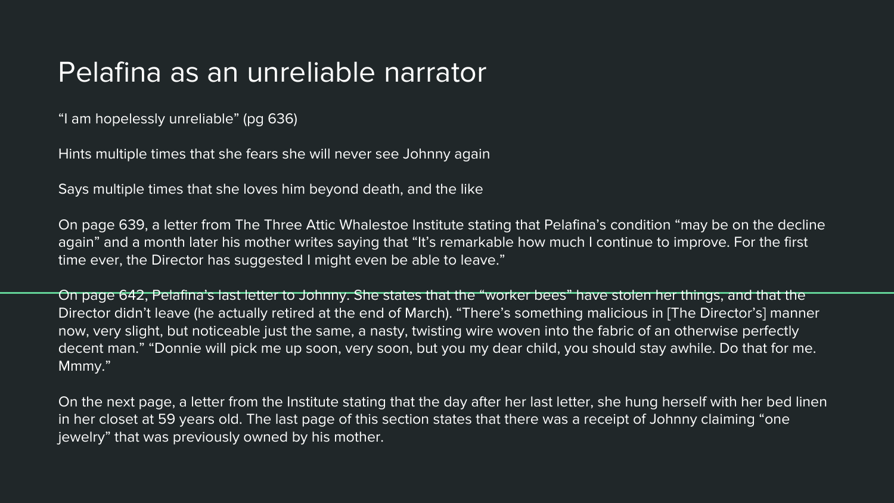# Pelafina as an unreliable narrator

"I am hopelessly unreliable" (pg 636)

Hints multiple times that she fears she will never see Johnny again

Says multiple times that she loves him beyond death, and the like

On page 639, a letter from The Three Attic Whalestoe Institute stating that Pelafina's condition "may be on the decline again" and a month later his mother writes saying that "It's remarkable how much I continue to improve. For the first time ever, the Director has suggested I might even be able to leave."

On page 642, Pelafina's last letter to Johnny. She states that the "worker bees" have stolen her things, and that the Director didn't leave (he actually retired at the end of March). "There's something malicious in [The Director's] manner now, very slight, but noticeable just the same, a nasty, twisting wire woven into the fabric of an otherwise perfectly decent man." "Donnie will pick me up soon, very soon, but you my dear child, you should stay awhile. Do that for me. Mmmy."

On the next page, a letter from the Institute stating that the day after her last letter, she hung herself with her bed linen in her closet at 59 years old. The last page of this section states that there was a receipt of Johnny claiming "one jewelry" that was previously owned by his mother.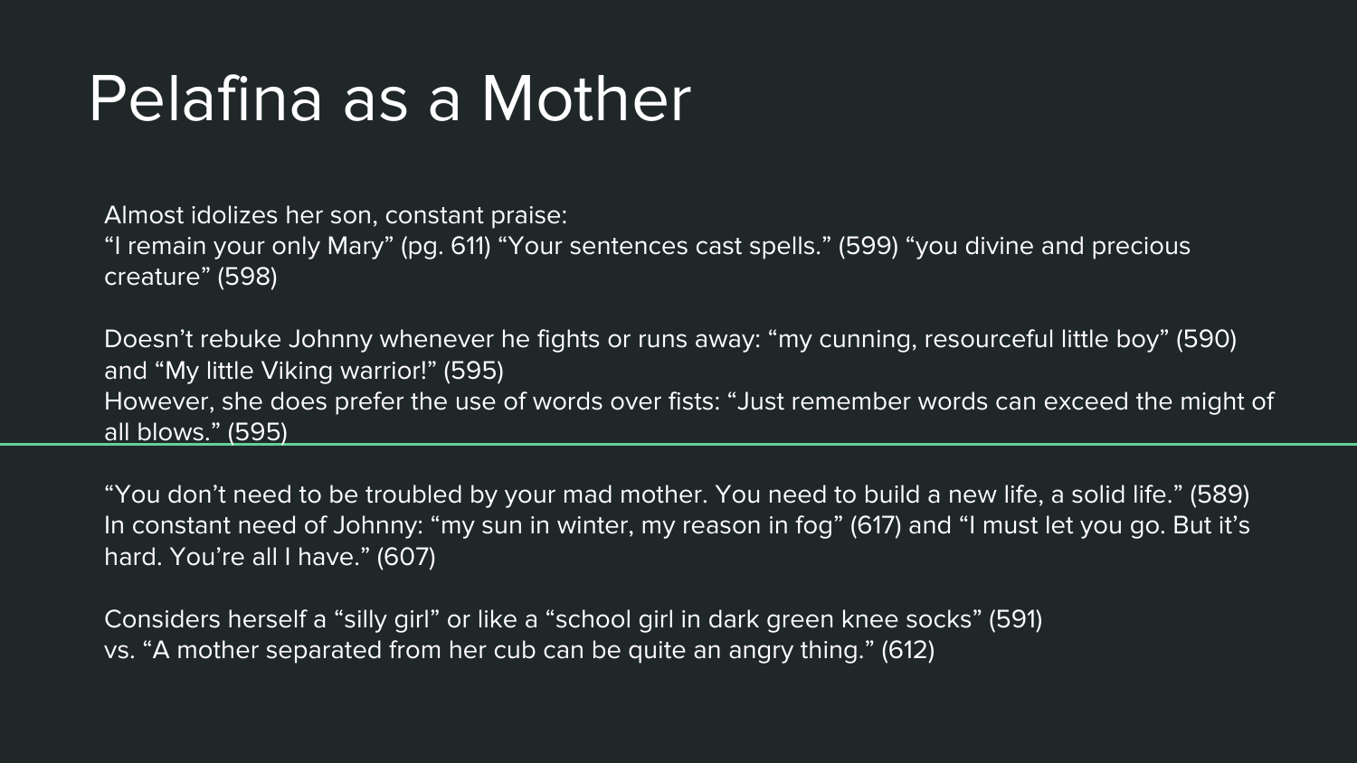# Pelafina as a Mother

Almost idolizes her son, constant praise:
“I remain your only Mary” (pg. 611) “Your sentences cast spells.” (599) “you divine and precious creature” (598)

Doesn’t rebuke Johnny whenever he fights or runs away: “my cunning, resourceful little boy” (590) and “My little Viking warrior!” (595)
However, she does prefer the use of words over fists: “Just remember words can exceed the might of all blows.” (595)

---

“You don’t need to be troubled by your mad mother. You need to build a new life, a solid life.” (589)
In constant need of Johnny: “my sun in winter, my reason in fog” (617) and “I must let you go. But it’s hard. You’re all I have.” (607)

Considers herself a “silly girl” or like a “school girl in dark green knee socks” (591)
vs. “A mother separated from her cub can be quite an angry thing.” (612)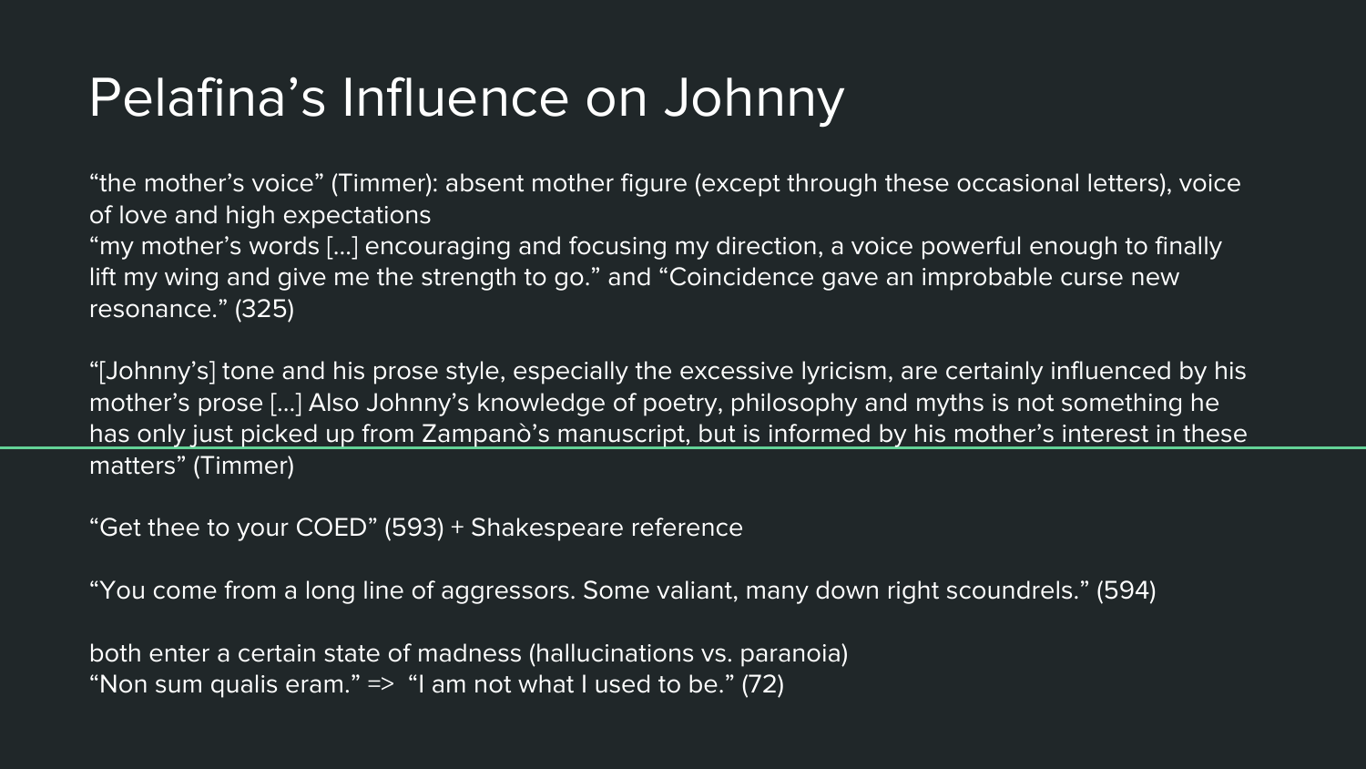# Pelafina's Influence on Johnny

"the mother's voice" (Timmer): absent mother figure (except through these occasional letters), voice of love and high expectations
"my mother's words [...] encouraging and focusing my direction, a voice powerful enough to finally lift my wing and give me the strength to go." and "Coincidence gave an improbable curse new resonance." (325)

"[Johnny's] tone and his prose style, especially the excessive lyricism, are certainly influenced by his mother's prose [...] Also Johnny's knowledge of poetry, philosophy and myths is not something he has only just picked up from Zampanò's manuscript, but is informed by his mother's interest in these matters" (Timmer)

"Get thee to your COED" (593) + Shakespeare reference

"You come from a long line of aggressors. Some valiant, many down right scoundrels." (594)

both enter a certain state of madness (hallucinations vs. paranoia)
"Non sum qualis eram." => "I am not what I used to be." (72)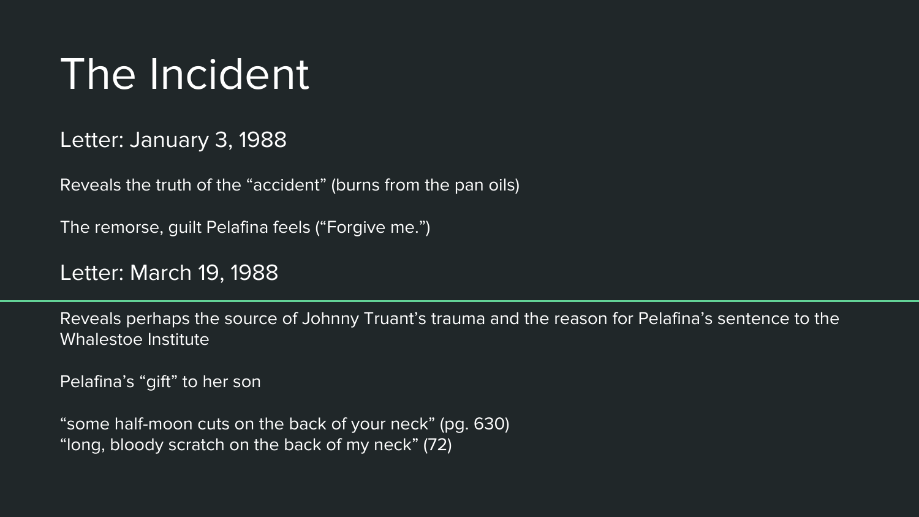# The Incident

## Letter: January 3, 1988

Reveals the truth of the “accident” (burns from the pan oils)

The remorse, guilt Pelafina feels (“Forgive me.”)

## Letter: March 19, 1988

Reveals perhaps the source of Johnny Truant’s trauma and the reason for Pelafina’s sentence to the Whalestoe Institute

Pelafina’s “gift” to her son

“some half-moon cuts on the back of your neck” (pg. 630)
“long, bloody scratch on the back of my neck” (72)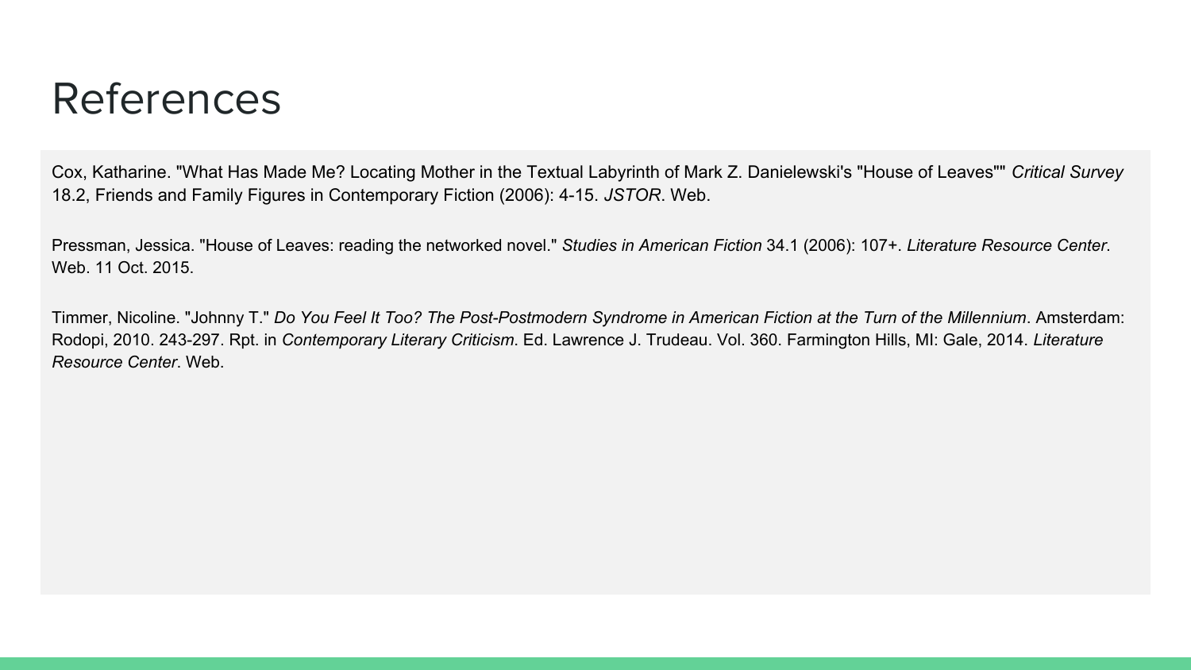# References

Cox, Katharine. "What Has Made Me? Locating Mother in the Textual Labyrinth of Mark Z. Danielewski's "House of Leaves"" *Critical Survey* 18.2, Friends and Family Figures in Contemporary Fiction (2006): 4-15. *JSTOR*. Web.

Pressman, Jessica. "House of Leaves: reading the networked novel." *Studies in American Fiction* 34.1 (2006): 107+. *Literature Resource Center*. Web. 11 Oct. 2015.

Timmer, Nicoline. "Johnny T." *Do You Feel It Too? The Post-Postmodern Syndrome in American Fiction at the Turn of the Millennium*. Amsterdam: Rodopi, 2010. 243-297. Rpt. in *Contemporary Literary Criticism*. Ed. Lawrence J. Trudeau. Vol. 360. Farmington Hills, MI: Gale, 2014. *Literature Resource Center*. Web.